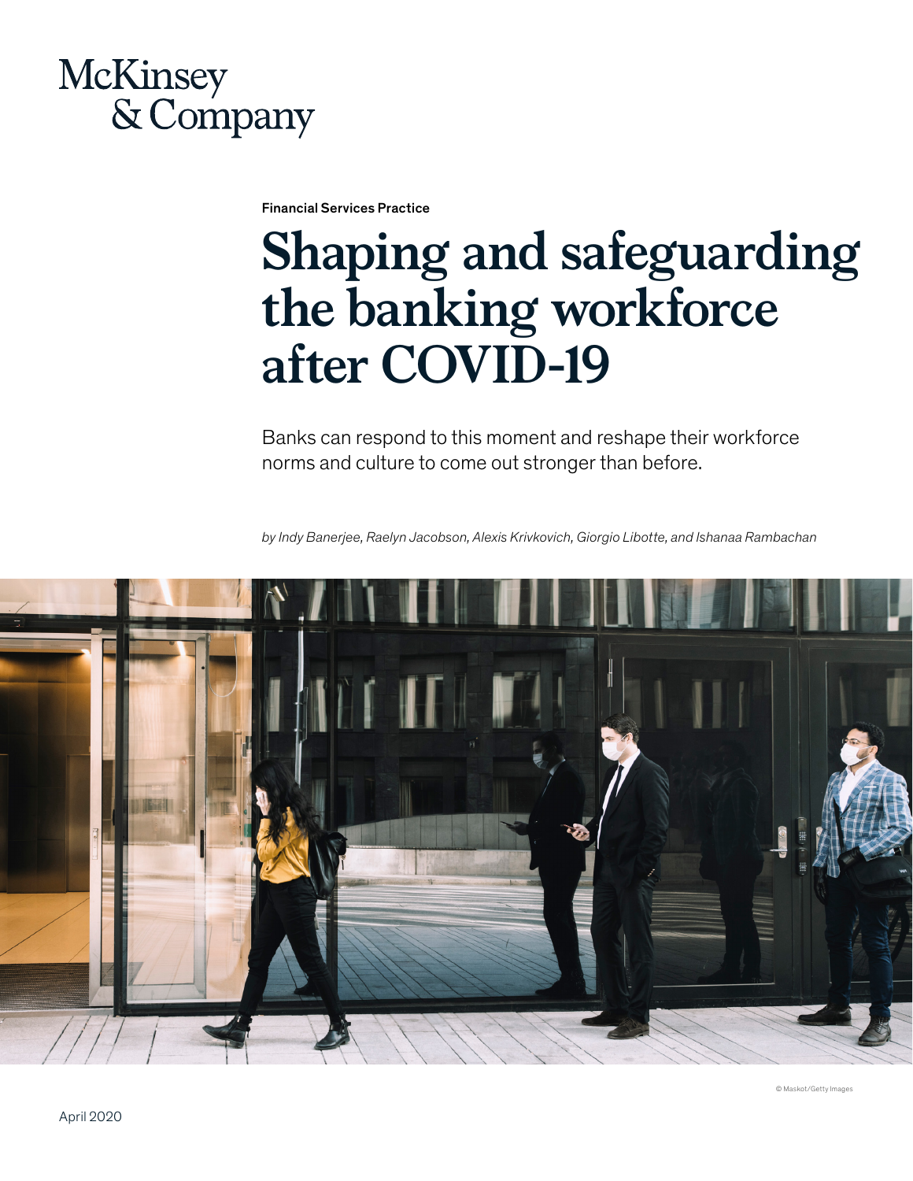McKinsey & Company

Financial Services Practice

# Shaping and safeguarding the banking workforce after COVID-19

Banks can respond to this moment and reshape their workforce norms and culture to come out stronger than before.

*by Indy Banerjee, Raelyn Jacobson, Alexis Krivkovich, Giorgio Libotte, and Ishanaa Rambachan*

© Maskot/Getty Images

April 2020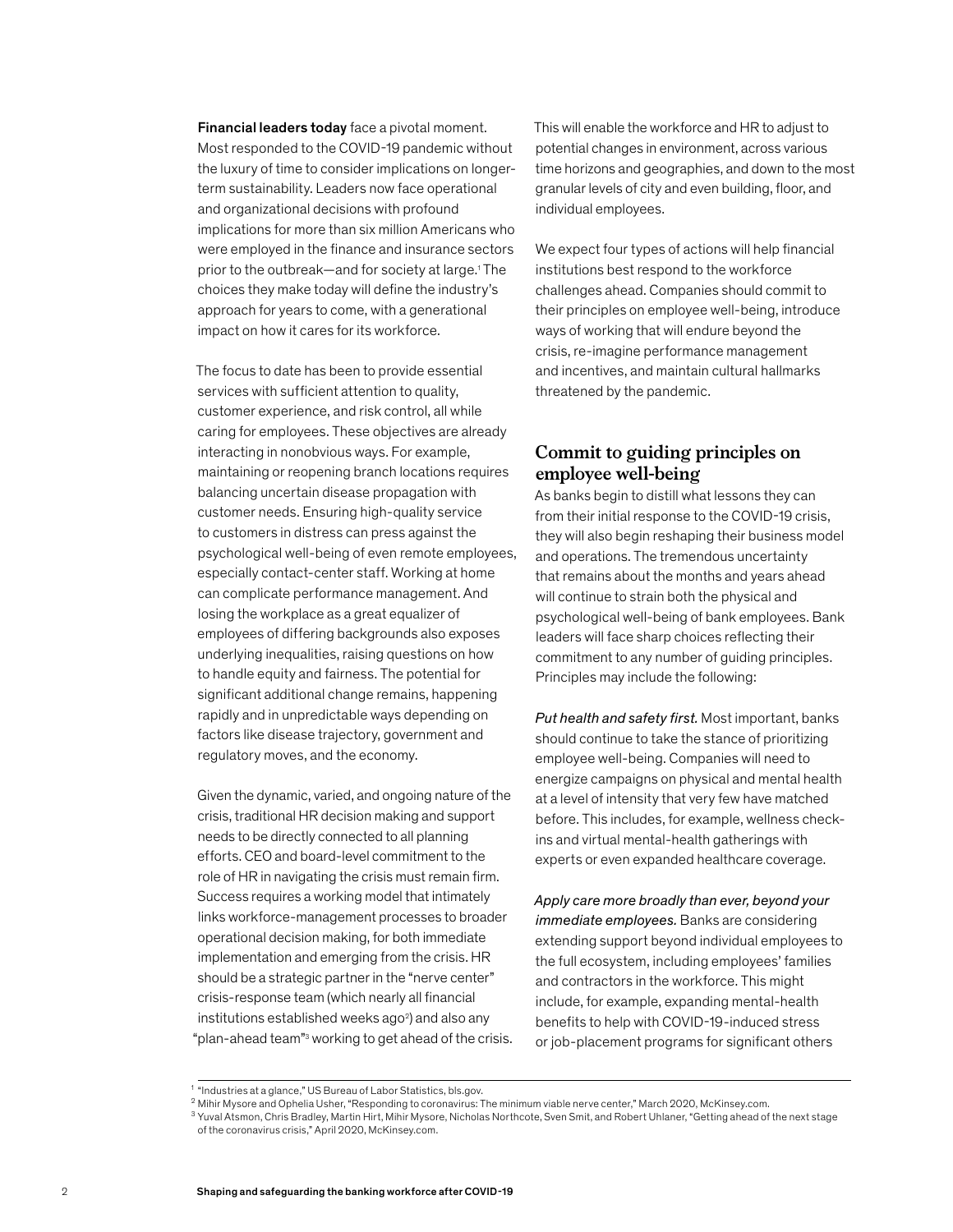**Financial leaders today** face a pivotal moment. Most responded to the COVID-19 pandemic without the luxury of time to consider implications on longer-term sustainability. Leaders now face operational and organizational decisions with profound implications for more than six million Americans who were employed in the finance and insurance sectors prior to the outbreak—and for society at large.[1] The choices they make today will define the industry's approach for years to come, with a generational impact on how it cares for its workforce.

The focus to date has been to provide essential services with sufficient attention to quality, customer experience, and risk control, all while caring for employees. These objectives are already interacting in nonobvious ways. For example, maintaining or reopening branch locations requires balancing uncertain disease propagation with customer needs. Ensuring high-quality service to customers in distress can press against the psychological well-being of even remote employees, especially contact-center staff. Working at home can complicate performance management. And losing the workplace as a great equalizer of employees of differing backgrounds also exposes underlying inequalities, raising questions on how to handle equity and fairness. The potential for significant additional change remains, happening rapidly and in unpredictable ways depending on factors like disease trajectory, government and regulatory moves, and the economy.

Given the dynamic, varied, and ongoing nature of the crisis, traditional HR decision making and support needs to be directly connected to all planning efforts. CEO and board-level commitment to the role of HR in navigating the crisis must remain firm. Success requires a working model that intimately links workforce-management processes to broader operational decision making, for both immediate implementation and emerging from the crisis. HR should be a strategic partner in the "nerve center" crisis-response team (which nearly all financial institutions established weeks ago[2]) and also any "plan-ahead team"[3] working to get ahead of the crisis. This will enable the workforce and HR to adjust to potential changes in environment, across various time horizons and geographies, and down to the most granular levels of city and even building, floor, and individual employees.

We expect four types of actions will help financial institutions best respond to the workforce challenges ahead. Companies should commit to their principles on employee well-being, introduce ways of working that will endure beyond the crisis, re-imagine performance management and incentives, and maintain cultural hallmarks threatened by the pandemic.

## Commit to guiding principles on employee well-being

As banks begin to distill what lessons they can from their initial response to the COVID-19 crisis, they will also begin reshaping their business model and operations. The tremendous uncertainty that remains about the months and years ahead will continue to strain both the physical and psychological well-being of bank employees. Bank leaders will face sharp choices reflecting their commitment to any number of guiding principles. Principles may include the following:

*Put health and safety first.* Most important, banks should continue to take the stance of prioritizing employee well-being. Companies will need to energize campaigns on physical and mental health at a level of intensity that very few have matched before. This includes, for example, wellness check-ins and virtual mental-health gatherings with experts or even expanded healthcare coverage.

*Apply care more broadly than ever, beyond your immediate employees.* Banks are considering extending support beyond individual employees to the full ecosystem, including employees' families and contractors in the workforce. This might include, for example, expanding mental-health benefits to help with COVID-19-induced stress or job-placement programs for significant others

---

[1] "Industries at a glance," US Bureau of Labor Statistics, bls.gov.

[2] Mihir Mysore and Ophelia Usher, "Responding to coronavirus: The minimum viable nerve center," March 2020, McKinsey.com.

[3] Yuval Atsmon, Chris Bradley, Martin Hirt, Mihir Mysore, Nicholas Northcote, Sven Smit, and Robert Uhlaner, "Getting ahead of the next stage of the coronavirus crisis," April 2020, McKinsey.com.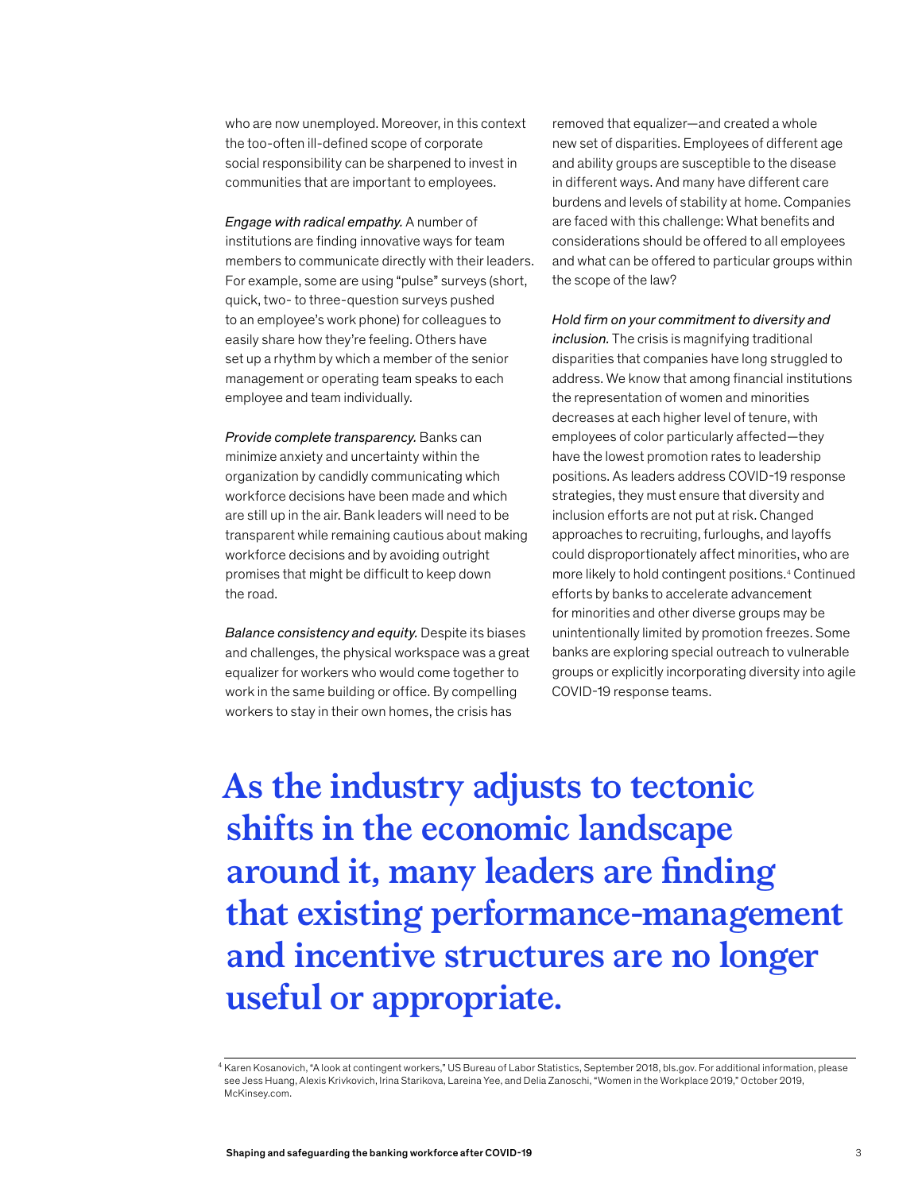who are now unemployed. Moreover, in this context the too-often ill-defined scope of corporate social responsibility can be sharpened to invest in communities that are important to employees.

*Engage with radical empathy.* A number of institutions are finding innovative ways for team members to communicate directly with their leaders. For example, some are using "pulse" surveys (short, quick, two- to three-question surveys pushed to an employee's work phone) for colleagues to easily share how they're feeling. Others have set up a rhythm by which a member of the senior management or operating team speaks to each employee and team individually.

*Provide complete transparency.* Banks can minimize anxiety and uncertainty within the organization by candidly communicating which workforce decisions have been made and which are still up in the air. Bank leaders will need to be transparent while remaining cautious about making workforce decisions and by avoiding outright promises that might be difficult to keep down the road.

*Balance consistency and equity.* Despite its biases and challenges, the physical workspace was a great equalizer for workers who would come together to work in the same building or office. By compelling workers to stay in their own homes, the crisis has removed that equalizer—and created a whole new set of disparities. Employees of different age and ability groups are susceptible to the disease in different ways. And many have different care burdens and levels of stability at home. Companies are faced with this challenge: What benefits and considerations should be offered to all employees and what can be offered to particular groups within the scope of the law?

*Hold firm on your commitment to diversity and inclusion.* The crisis is magnifying traditional disparities that companies have long struggled to address. We know that among financial institutions the representation of women and minorities decreases at each higher level of tenure, with employees of color particularly affected—they have the lowest promotion rates to leadership positions. As leaders address COVID-19 response strategies, they must ensure that diversity and inclusion efforts are not put at risk. Changed approaches to recruiting, furloughs, and layoffs could disproportionately affect minorities, who are more likely to hold contingent positions.[4] Continued efforts by banks to accelerate advancement for minorities and other diverse groups may be unintentionally limited by promotion freezes. Some banks are exploring special outreach to vulnerable groups or explicitly incorporating diversity into agile COVID-19 response teams.

**As the industry adjusts to tectonic shifts in the economic landscape around it, many leaders are finding that existing performance-management and incentive structures are no longer useful or appropriate.**

---

[4] Karen Kosanovich, "A look at contingent workers," US Bureau of Labor Statistics, September 2018, bls.gov. For additional information, please see Jess Huang, Alexis Krivkovich, Irina Starikova, Lareina Yee, and Delia Zanoschi, "Women in the Workplace 2019," October 2019, McKinsey.com.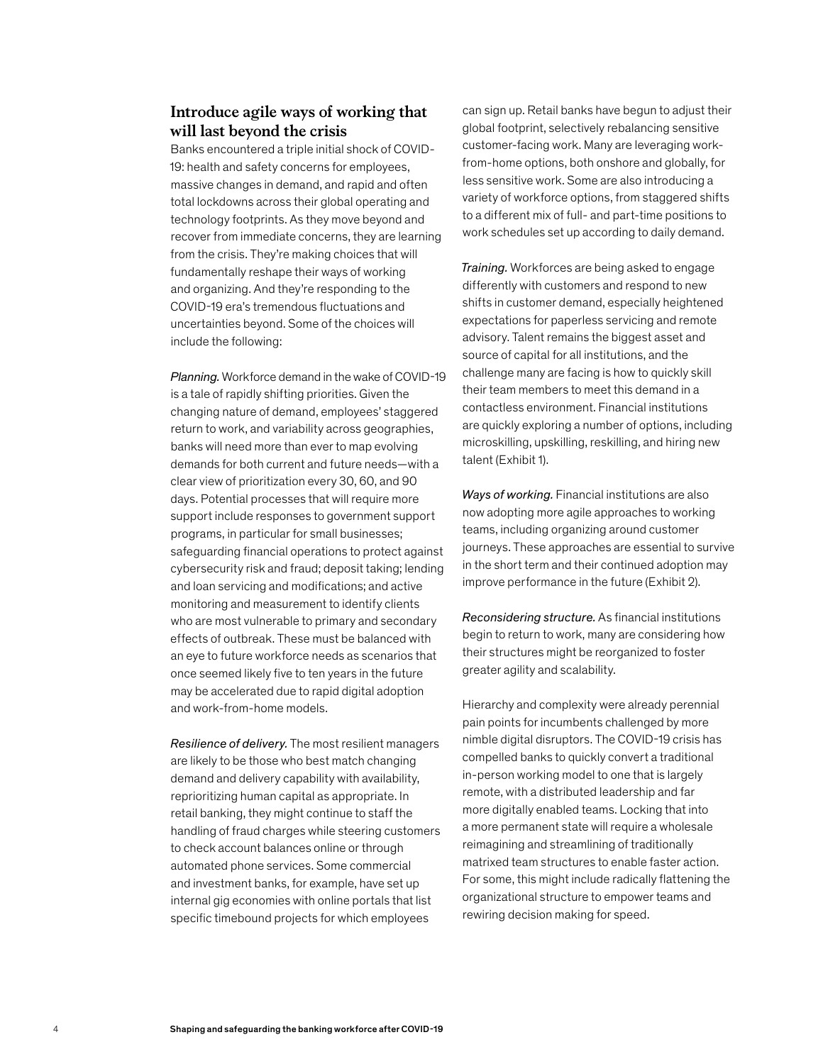## Introduce agile ways of working that will last beyond the crisis

Banks encountered a triple initial shock of COVID-19: health and safety concerns for employees, massive changes in demand, and rapid and often total lockdowns across their global operating and technology footprints. As they move beyond and recover from immediate concerns, they are learning from the crisis. They're making choices that will fundamentally reshape their ways of working and organizing. And they're responding to the COVID-19 era's tremendous fluctuations and uncertainties beyond. Some of the choices will include the following:

*Planning.* Workforce demand in the wake of COVID-19 is a tale of rapidly shifting priorities. Given the changing nature of demand, employees' staggered return to work, and variability across geographies, banks will need more than ever to map evolving demands for both current and future needs—with a clear view of prioritization every 30, 60, and 90 days. Potential processes that will require more support include responses to government support programs, in particular for small businesses; safeguarding financial operations to protect against cybersecurity risk and fraud; deposit taking; lending and loan servicing and modifications; and active monitoring and measurement to identify clients who are most vulnerable to primary and secondary effects of outbreak. These must be balanced with an eye to future workforce needs as scenarios that once seemed likely five to ten years in the future may be accelerated due to rapid digital adoption and work-from-home models.

*Resilience of delivery.* The most resilient managers are likely to be those who best match changing demand and delivery capability with availability, reprioritizing human capital as appropriate. In retail banking, they might continue to staff the handling of fraud charges while steering customers to check account balances online or through automated phone services. Some commercial and investment banks, for example, have set up internal gig economies with online portals that list specific timebound projects for which employees can sign up. Retail banks have begun to adjust their global footprint, selectively rebalancing sensitive customer-facing work. Many are leveraging work-from-home options, both onshore and globally, for less sensitive work. Some are also introducing a variety of workforce options, from staggered shifts to a different mix of full- and part-time positions to work schedules set up according to daily demand.

*Training.* Workforces are being asked to engage differently with customers and respond to new shifts in customer demand, especially heightened expectations for paperless servicing and remote advisory. Talent remains the biggest asset and source of capital for all institutions, and the challenge many are facing is how to quickly skill their team members to meet this demand in a contactless environment. Financial institutions are quickly exploring a number of options, including microskilling, upskilling, reskilling, and hiring new talent (Exhibit 1).

*Ways of working.* Financial institutions are also now adopting more agile approaches to working teams, including organizing around customer journeys. These approaches are essential to survive in the short term and their continued adoption may improve performance in the future (Exhibit 2).

*Reconsidering structure.* As financial institutions begin to return to work, many are considering how their structures might be reorganized to foster greater agility and scalability.

Hierarchy and complexity were already perennial pain points for incumbents challenged by more nimble digital disruptors. The COVID-19 crisis has compelled banks to quickly convert a traditional in-person working model to one that is largely remote, with a distributed leadership and far more digitally enabled teams. Locking that into a more permanent state will require a wholesale reimagining and streamlining of traditionally matrixed team structures to enable faster action. For some, this might include radically flattening the organizational structure to empower teams and rewiring decision making for speed.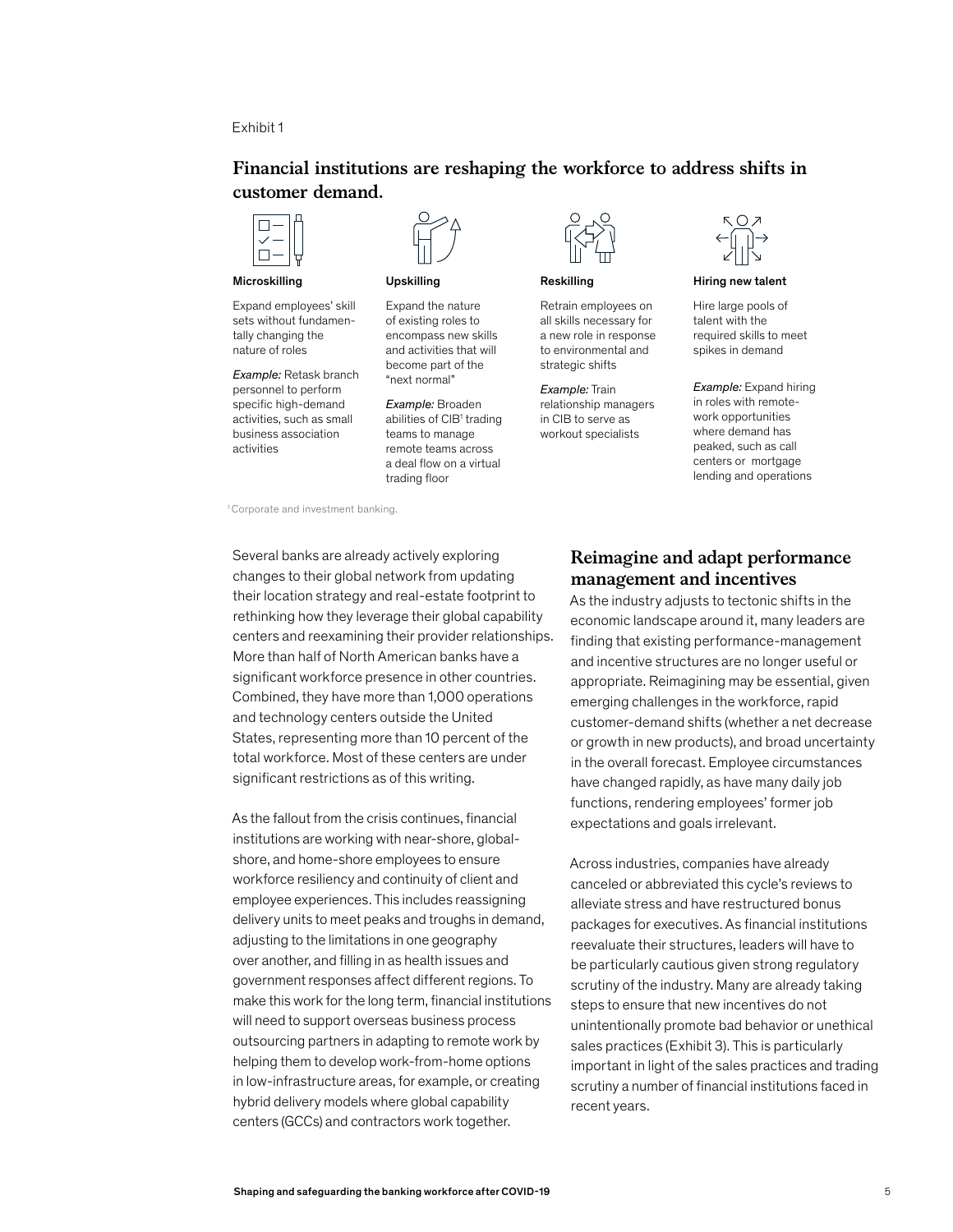Exhibit 1

**Financial institutions are reshaping the workforce to address shifts in customer demand.**

**Microskilling**

Expand employees' skill sets without fundamentally changing the nature of roles

*Example:* Retask branch personnel to perform specific high-demand activities, such as small business association activities

**Upskilling**

Expand the nature of existing roles to encompass new skills and activities that will become part of the "next normal"

*Example:* Broaden abilities of CIB[1] trading teams to manage remote teams across a deal flow on a virtual trading floor

**Reskilling**

Retrain employees on all skills necessary for a new role in response to environmental and strategic shifts

*Example:* Train relationship managers in CIB to serve as workout specialists

**Hiring new talent**

Hire large pools of talent with the required skills to meet spikes in demand

*Example:* Expand hiring in roles with remote-work opportunities where demand has peaked, such as call centers or mortgage lending and operations

[1] Corporate and investment banking.

Several banks are already actively exploring changes to their global network from updating their location strategy and real-estate footprint to rethinking how they leverage their global capability centers and reexamining their provider relationships. More than half of North American banks have a significant workforce presence in other countries. Combined, they have more than 1,000 operations and technology centers outside the United States, representing more than 10 percent of the total workforce. Most of these centers are under significant restrictions as of this writing.

As the fallout from the crisis continues, financial institutions are working with near-shore, global-shore, and home-shore employees to ensure workforce resiliency and continuity of client and employee experiences. This includes reassigning delivery units to meet peaks and troughs in demand, adjusting to the limitations in one geography over another, and filling in as health issues and government responses affect different regions. To make this work for the long term, financial institutions will need to support overseas business process outsourcing partners in adapting to remote work by helping them to develop work-from-home options in low-infrastructure areas, for example, or creating hybrid delivery models where global capability centers (GCCs) and contractors work together.

## Reimagine and adapt performance management and incentives

As the industry adjusts to tectonic shifts in the economic landscape around it, many leaders are finding that existing performance-management and incentive structures are no longer useful or appropriate. Reimagining may be essential, given emerging challenges in the workforce, rapid customer-demand shifts (whether a net decrease or growth in new products), and broad uncertainty in the overall forecast. Employee circumstances have changed rapidly, as have many daily job functions, rendering employees' former job expectations and goals irrelevant.

Across industries, companies have already canceled or abbreviated this cycle's reviews to alleviate stress and have restructured bonus packages for executives. As financial institutions reevaluate their structures, leaders will have to be particularly cautious given strong regulatory scrutiny of the industry. Many are already taking steps to ensure that new incentives do not unintentionally promote bad behavior or unethical sales practices (Exhibit 3). This is particularly important in light of the sales practices and trading scrutiny a number of financial institutions faced in recent years.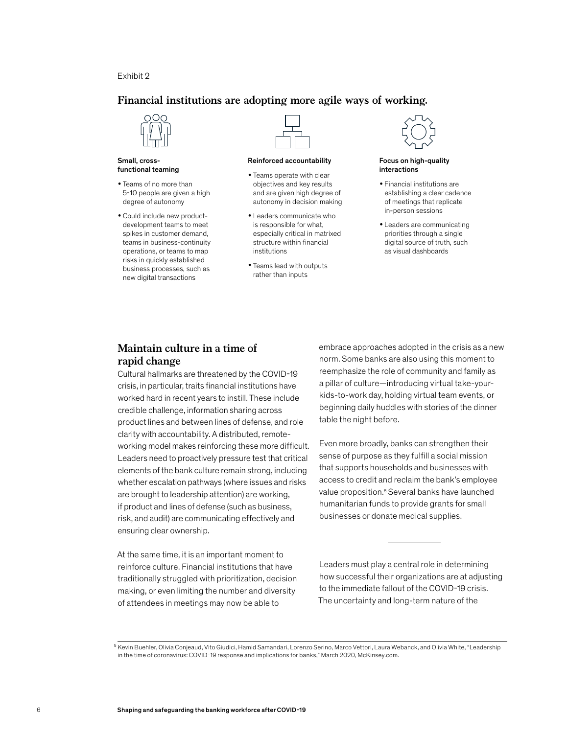Exhibit 2

## Financial institutions are adopting more agile ways of working.

**Small, cross-functional teaming**

- Teams of no more than 5-10 people are given a high degree of autonomy
- Could include new product-development teams to meet spikes in customer demand, teams in business-continuity operations, or teams to map risks in quickly established business processes, such as new digital transactions

**Reinforced accountability**

- Teams operate with clear objectives and key results and are given high degree of autonomy in decision making
- Leaders communicate who is responsible for what, especially critical in matrixed structure within financial institutions
- Teams lead with outputs rather than inputs

**Focus on high-quality interactions**

- Financial institutions are establishing a clear cadence of meetings that replicate in-person sessions
- Leaders are communicating priorities through a single digital source of truth, such as visual dashboards

## Maintain culture in a time of rapid change

Cultural hallmarks are threatened by the COVID-19 crisis, in particular, traits financial institutions have worked hard in recent years to instill. These include credible challenge, information sharing across product lines and between lines of defense, and role clarity with accountability. A distributed, remote-working model makes reinforcing these more difficult. Leaders need to proactively pressure test that critical elements of the bank culture remain strong, including whether escalation pathways (where issues and risks are brought to leadership attention) are working, if product and lines of defense (such as business, risk, and audit) are communicating effectively and ensuring clear ownership.

At the same time, it is an important moment to reinforce culture. Financial institutions that have traditionally struggled with prioritization, decision making, or even limiting the number and diversity of attendees in meetings may now be able to embrace approaches adopted in the crisis as a new norm. Some banks are also using this moment to reemphasize the role of community and family as a pillar of culture—introducing virtual take-your-kids-to-work day, holding virtual team events, or beginning daily huddles with stories of the dinner table the night before.

Even more broadly, banks can strengthen their sense of purpose as they fulfill a social mission that supports households and businesses with access to credit and reclaim the bank's employee value proposition.[5] Several banks have launched humanitarian funds to provide grants for small businesses or donate medical supplies.

---

Leaders must play a central role in determining how successful their organizations are at adjusting to the immediate fallout of the COVID-19 crisis. The uncertainty and long-term nature of the

[5] Kevin Buehler, Olivia Conjeaud, Vito Giudici, Hamid Samandari, Lorenzo Serino, Marco Vettori, Laura Webanck, and Olivia White, "Leadership in the time of coronavirus: COVID-19 response and implications for banks," March 2020, McKinsey.com.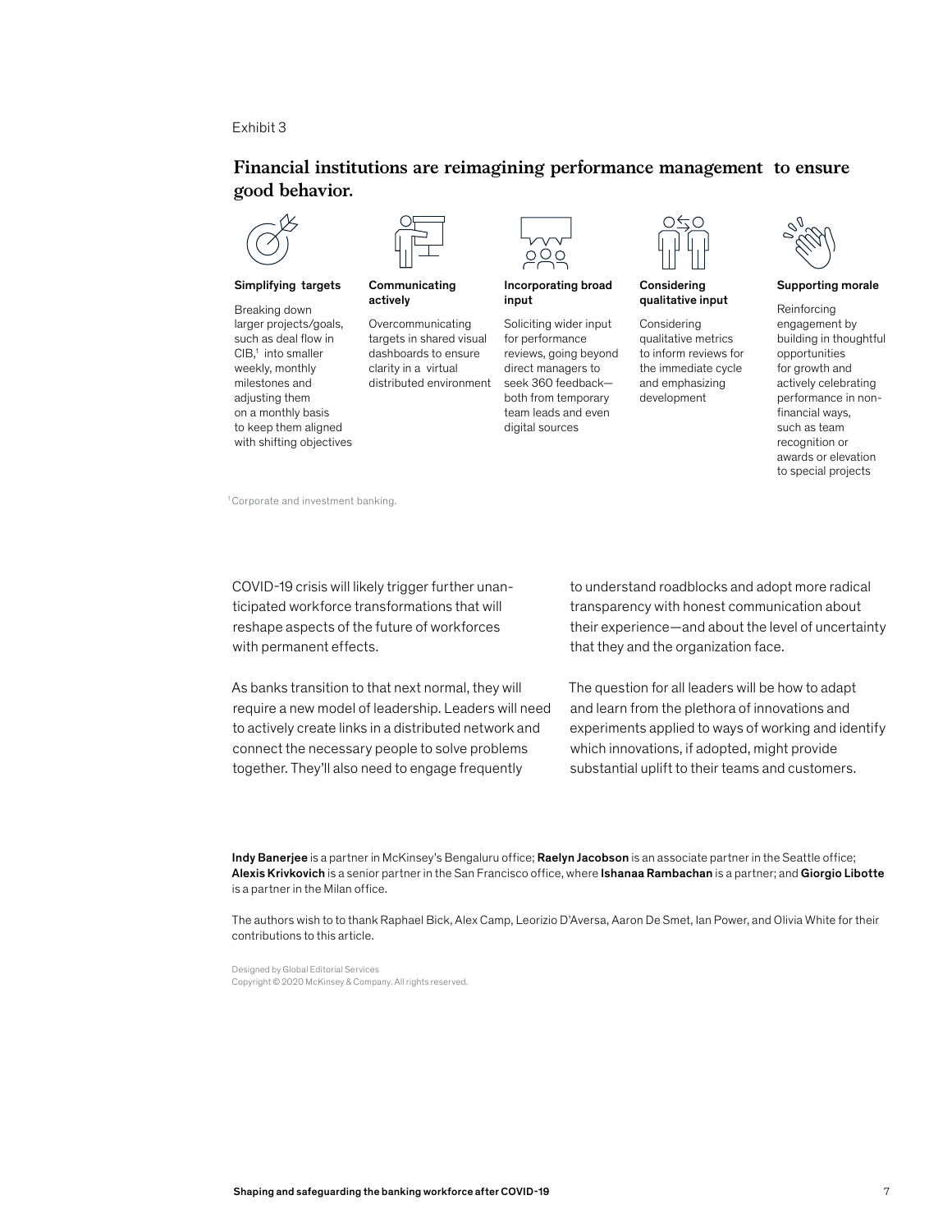Exhibit 3

## Financial institutions are reimagining performance management to ensure good behavior.

**Simplifying targets**

Breaking down larger projects/goals, such as deal flow in CIB,[1] into smaller weekly, monthly milestones and adjusting them on a monthly basis to keep them aligned with shifting objectives

**Communicating actively**

Overcommunicating targets in shared visual dashboards to ensure clarity in a virtual distributed environment

**Incorporating broad input**

Soliciting wider input for performance reviews, going beyond direct managers to seek 360 feedback—both from temporary team leads and even digital sources

**Considering qualitative input**

Considering qualitative metrics to inform reviews for the immediate cycle and emphasizing development

**Supporting morale**

Reinforcing engagement by building in thoughtful opportunities for growth and actively celebrating performance in non-financial ways, such as team recognition or awards or elevation to special projects

[1] Corporate and investment banking.

COVID-19 crisis will likely trigger further unanticipated workforce transformations that will reshape aspects of the future of workforces with permanent effects.

As banks transition to that next normal, they will require a new model of leadership. Leaders will need to actively create links in a distributed network and connect the necessary people to solve problems together. They'll also need to engage frequently to understand roadblocks and adopt more radical transparency with honest communication about their experience—and about the level of uncertainty that they and the organization face.

The question for all leaders will be how to adapt and learn from the plethora of innovations and experiments applied to ways of working and identify which innovations, if adopted, might provide substantial uplift to their teams and customers.

**Indy Banerjee** is a partner in McKinsey's Bengaluru office; **Raelyn Jacobson** is an associate partner in the Seattle office; **Alexis Krivkovich** is a senior partner in the San Francisco office, where **Ishanaa Rambachan** is a partner; and **Giorgio Libotte** is a partner in the Milan office.

The authors wish to to thank Raphael Bick, Alex Camp, Leorizio D'Aversa, Aaron De Smet, Ian Power, and Olivia White for their contributions to this article.

Designed by Global Editorial Services
Copyright © 2020 McKinsey & Company. All rights reserved.